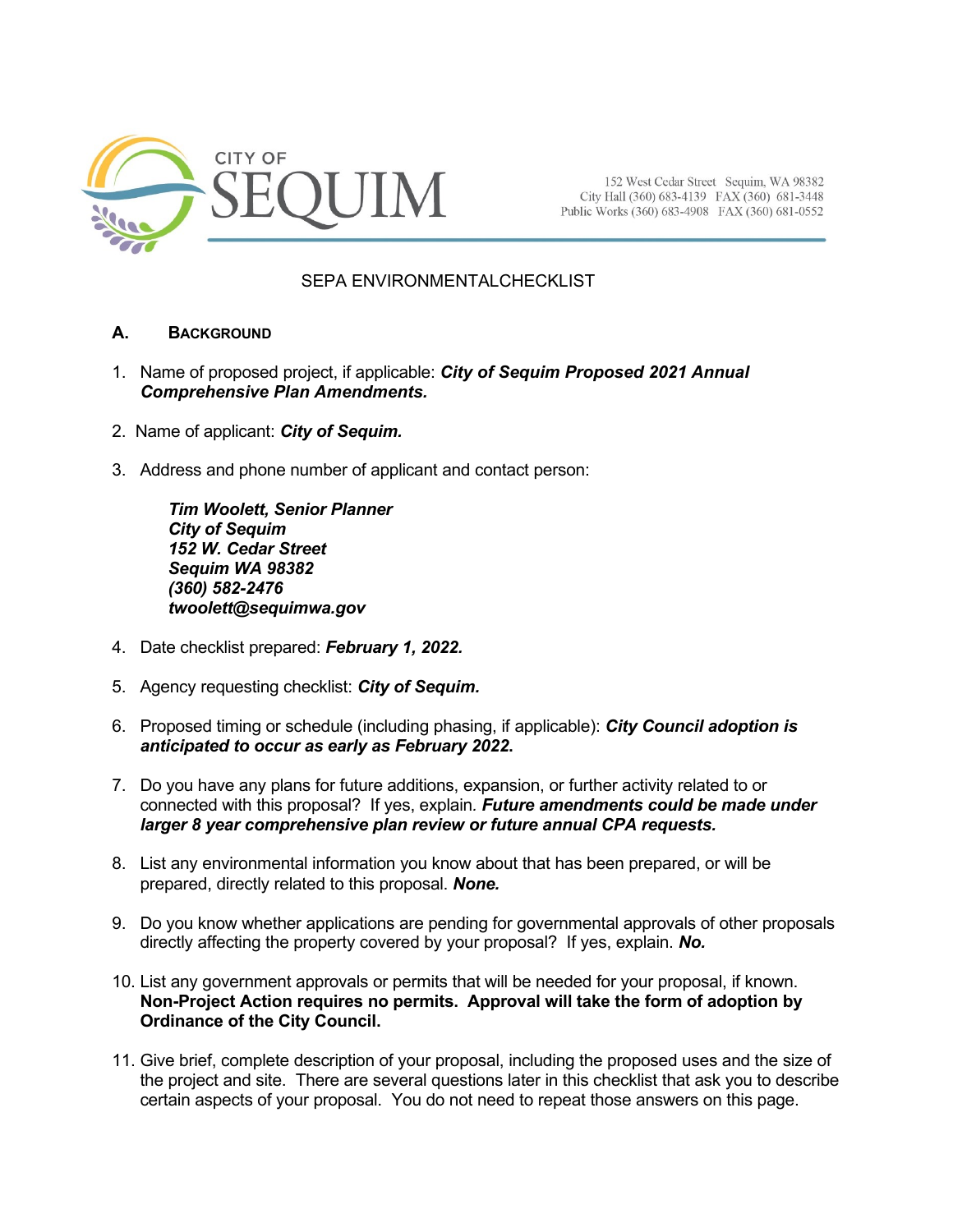CITY OF SEQUIM

152 West Cedar Street Sequim, WA 98382
City Hall (360) 683-4139 FAX (360) 681-3448
Public Works (360) 683-4908 FAX (360) 681-0552

# SEPA ENVIRONMENTALCHECKLIST

## A. BACKGROUND

1. Name of proposed project, if applicable: ***City of Sequim Proposed 2021 Annual Comprehensive Plan Amendments.***

2. Name of applicant: ***City of Sequim.***

3. Address and phone number of applicant and contact person:

   ***Tim Woolett, Senior Planner***
   ***City of Sequim***
   ***152 W. Cedar Street***
   ***Sequim WA 98382***
   ***(360) 582-2476***
   ***twoolett@sequimwa.gov***

4. Date checklist prepared: ***February 1, 2022.***

5. Agency requesting checklist: ***City of Sequim.***

6. Proposed timing or schedule (including phasing, if applicable): ***City Council adoption is anticipated to occur as early as February 2022*****.**

7. Do you have any plans for future additions, expansion, or further activity related to or connected with this proposal? If yes, explain. ***Future amendments could be made under larger 8 year comprehensive plan review or future annual CPA requests.***

8. List any environmental information you know about that has been prepared, or will be prepared, directly related to this proposal. ***None.***

9. Do you know whether applications are pending for governmental approvals of other proposals directly affecting the property covered by your proposal? If yes, explain. ***No.***

10. List any government approvals or permits that will be needed for your proposal, if known. **Non-Project Action requires no permits. Approval will take the form of adoption by Ordinance of the City Council.**

11. Give brief, complete description of your proposal, including the proposed uses and the size of the project and site. There are several questions later in this checklist that ask you to describe certain aspects of your proposal. You do not need to repeat those answers on this page.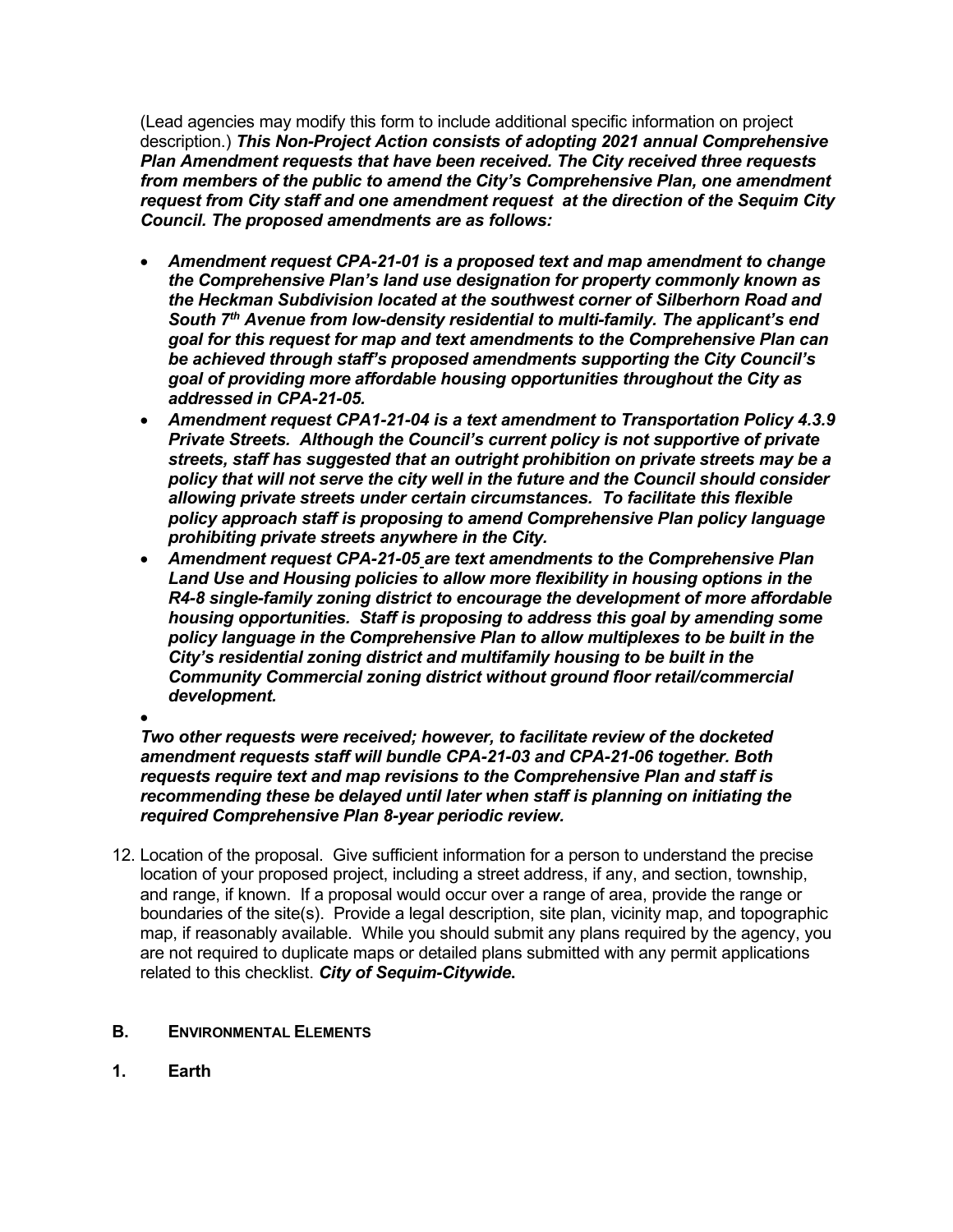(Lead agencies may modify this form to include additional specific information on project description.) ***This Non-Project Action consists of adopting 2021 annual Comprehensive Plan Amendment requests that have been received. The City received three requests from members of the public to amend the City's Comprehensive Plan, one amendment request from City staff and one amendment request at the direction of the Sequim City Council. The proposed amendments are as follows:***

- ***Amendment request CPA-21-01 is a proposed text and map amendment to change the Comprehensive Plan's land use designation for property commonly known as the Heckman Subdivision located at the southwest corner of Silberhorn Road and South 7th Avenue from low-density residential to multi-family. The applicant's end goal for this request for map and text amendments to the Comprehensive Plan can be achieved through staff's proposed amendments supporting the City Council's goal of providing more affordable housing opportunities throughout the City as addressed in CPA-21-05.***
- ***Amendment request CPA1-21-04 is a text amendment to Transportation Policy 4.3.9 Private Streets. Although the Council's current policy is not supportive of private streets, staff has suggested that an outright prohibition on private streets may be a policy that will not serve the city well in the future and the Council should consider allowing private streets under certain circumstances. To facilitate this flexible policy approach staff is proposing to amend Comprehensive Plan policy language prohibiting private streets anywhere in the City.***
- ***Amendment request CPA-21-05 are text amendments to the Comprehensive Plan Land Use and Housing policies to allow more flexibility in housing options in the R4-8 single-family zoning district to encourage the development of more affordable housing opportunities. Staff is proposing to address this goal by amending some policy language in the Comprehensive Plan to allow multiplexes to be built in the City's residential zoning district and multifamily housing to be built in the Community Commercial zoning district without ground floor retail/commercial development.***

***Two other requests were received; however, to facilitate review of the docketed amendment requests staff will bundle CPA-21-03 and CPA-21-06 together. Both requests require text and map revisions to the Comprehensive Plan and staff is recommending these be delayed until later when staff is planning on initiating the required Comprehensive Plan 8-year periodic review.***

12. Location of the proposal. Give sufficient information for a person to understand the precise location of your proposed project, including a street address, if any, and section, township, and range, if known. If a proposal would occur over a range of area, provide the range or boundaries of the site(s). Provide a legal description, site plan, vicinity map, and topographic map, if reasonably available. While you should submit any plans required by the agency, you are not required to duplicate maps or detailed plans submitted with any permit applications related to this checklist. ***City of Sequim-Citywide.***

## B. ENVIRONMENTAL ELEMENTS

### 1. Earth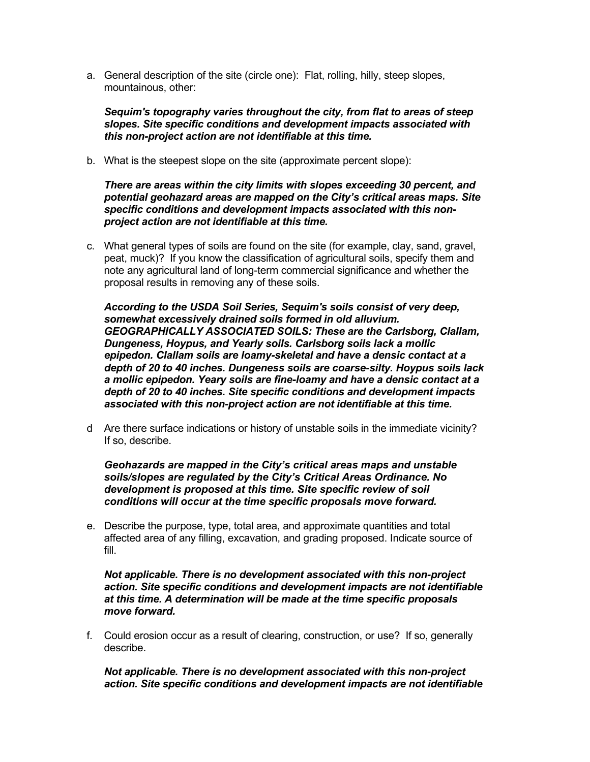a. General description of the site (circle one): Flat, rolling, hilly, steep slopes, mountainous, other:

   ***Sequim's topography varies throughout the city, from flat to areas of steep slopes. Site specific conditions and development impacts associated with this non-project action are not identifiable at this time.***

b. What is the steepest slope on the site (approximate percent slope):

   ***There are areas within the city limits with slopes exceeding 30 percent, and potential geohazard areas are mapped on the City's critical areas maps. Site specific conditions and development impacts associated with this non-project action are not identifiable at this time.***

c. What general types of soils are found on the site (for example, clay, sand, gravel, peat, muck)? If you know the classification of agricultural soils, specify them and note any agricultural land of long-term commercial significance and whether the proposal results in removing any of these soils.

   ***According to the USDA Soil Series, Sequim's soils consist of very deep, somewhat excessively drained soils formed in old alluvium. GEOGRAPHICALLY ASSOCIATED SOILS: These are the Carlsborg, Clallam, Dungeness, Hoypus, and Yearly soils. Carlsborg soils lack a mollic epipedon. Clallam soils are loamy-skeletal and have a densic contact at a depth of 20 to 40 inches. Dungeness soils are coarse-silty. Hoypus soils lack a mollic epipedon. Yeary soils are fine-loamy and have a densic contact at a depth of 20 to 40 inches. Site specific conditions and development impacts associated with this non-project action are not identifiable at this time.***

d Are there surface indications or history of unstable soils in the immediate vicinity? If so, describe.

   ***Geohazards are mapped in the City's critical areas maps and unstable soils/slopes are regulated by the City's Critical Areas Ordinance. No development is proposed at this time. Site specific review of soil conditions will occur at the time specific proposals move forward.***

e. Describe the purpose, type, total area, and approximate quantities and total affected area of any filling, excavation, and grading proposed. Indicate source of fill.

   ***Not applicable. There is no development associated with this non-project action. Site specific conditions and development impacts are not identifiable at this time. A determination will be made at the time specific proposals move forward.***

f. Could erosion occur as a result of clearing, construction, or use? If so, generally describe.

   ***Not applicable. There is no development associated with this non-project action. Site specific conditions and development impacts are not identifiable***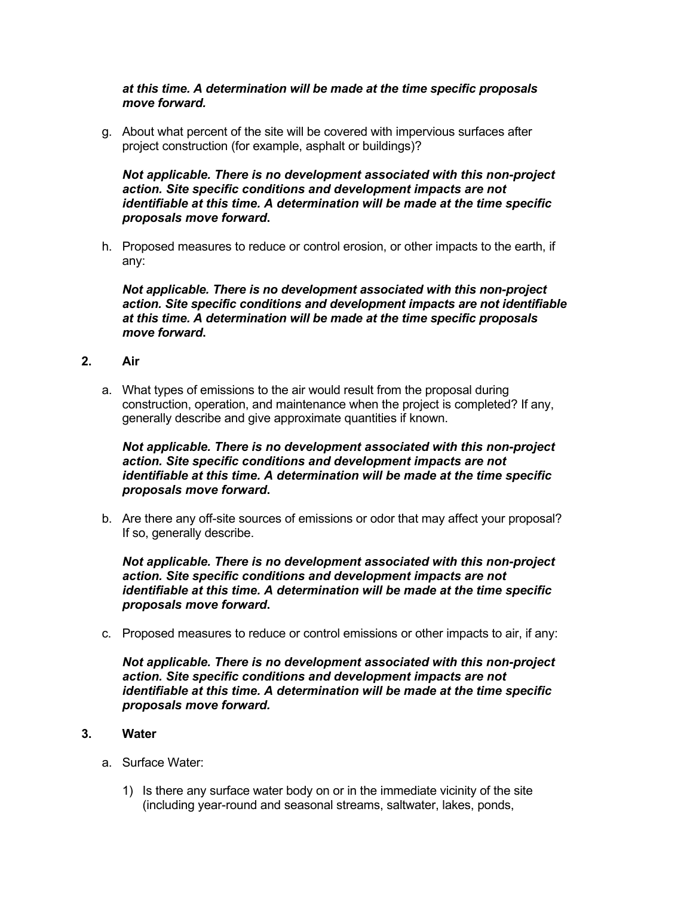***at this time. A determination will be made at the time specific proposals move forward.***

g. About what percent of the site will be covered with impervious surfaces after project construction (for example, asphalt or buildings)?

   ***Not applicable. There is no development associated with this non-project action. Site specific conditions and development impacts are not identifiable at this time. A determination will be made at the time specific proposals move forward.***

h. Proposed measures to reduce or control erosion, or other impacts to the earth, if any:

   ***Not applicable. There is no development associated with this non-project action. Site specific conditions and development impacts are not identifiable at this time. A determination will be made at the time specific proposals move forward.***

**2. Air**

a. What types of emissions to the air would result from the proposal during construction, operation, and maintenance when the project is completed? If any, generally describe and give approximate quantities if known.

   ***Not applicable. There is no development associated with this non-project action. Site specific conditions and development impacts are not identifiable at this time. A determination will be made at the time specific proposals move forward.***

b. Are there any off-site sources of emissions or odor that may affect your proposal? If so, generally describe.

   ***Not applicable. There is no development associated with this non-project action. Site specific conditions and development impacts are not identifiable at this time. A determination will be made at the time specific proposals move forward.***

c. Proposed measures to reduce or control emissions or other impacts to air, if any:

   ***Not applicable. There is no development associated with this non-project action. Site specific conditions and development impacts are not identifiable at this time. A determination will be made at the time specific proposals move forward.***

**3. Water**

a. Surface Water:

   1) Is there any surface water body on or in the immediate vicinity of the site (including year-round and seasonal streams, saltwater, lakes, ponds,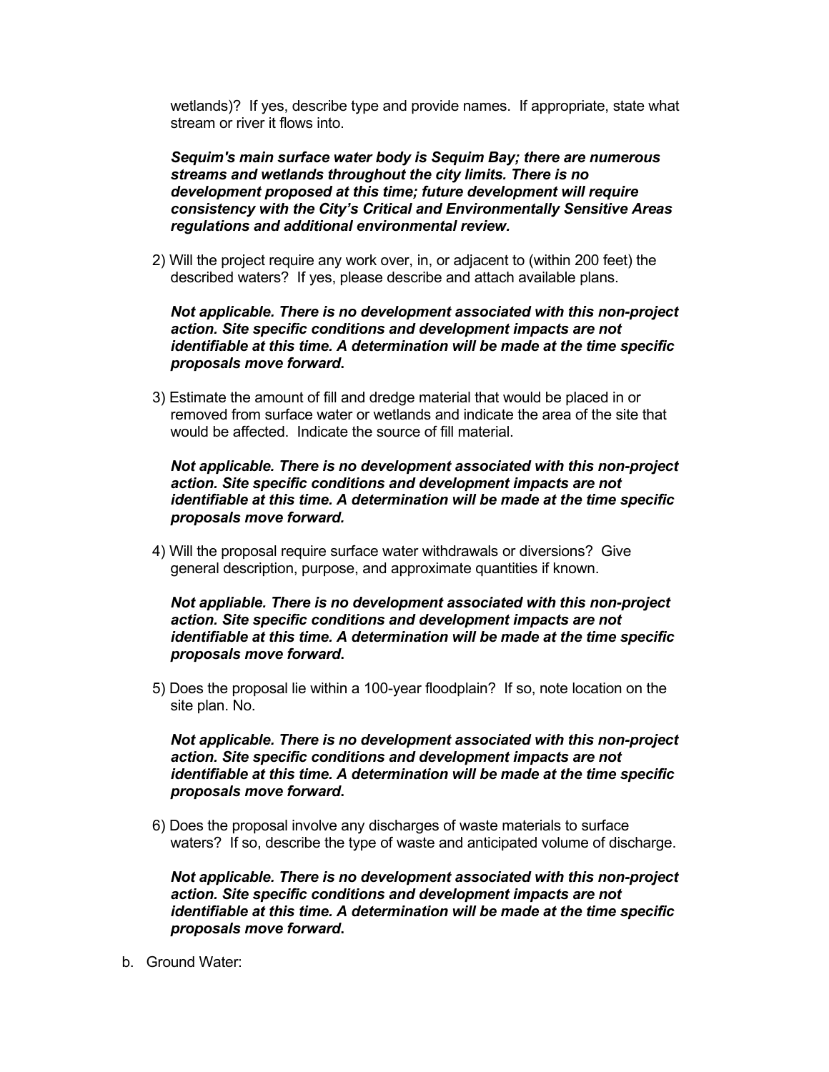wetlands)? If yes, describe type and provide names. If appropriate, state what stream or river it flows into.

***Sequim's main surface water body is Sequim Bay; there are numerous streams and wetlands throughout the city limits. There is no development proposed at this time; future development will require consistency with the City's Critical and Environmentally Sensitive Areas regulations and additional environmental review.***

2) Will the project require any work over, in, or adjacent to (within 200 feet) the described waters? If yes, please describe and attach available plans.

***Not applicable. There is no development associated with this non-project action. Site specific conditions and development impacts are not identifiable at this time. A determination will be made at the time specific proposals move forward.***

3) Estimate the amount of fill and dredge material that would be placed in or removed from surface water or wetlands and indicate the area of the site that would be affected. Indicate the source of fill material.

***Not applicable. There is no development associated with this non-project action. Site specific conditions and development impacts are not identifiable at this time. A determination will be made at the time specific proposals move forward.***

4) Will the proposal require surface water withdrawals or diversions? Give general description, purpose, and approximate quantities if known.

***Not appliable. There is no development associated with this non-project action. Site specific conditions and development impacts are not identifiable at this time. A determination will be made at the time specific proposals move forward.***

5) Does the proposal lie within a 100-year floodplain? If so, note location on the site plan. No.

***Not applicable. There is no development associated with this non-project action. Site specific conditions and development impacts are not identifiable at this time. A determination will be made at the time specific proposals move forward.***

6) Does the proposal involve any discharges of waste materials to surface waters? If so, describe the type of waste and anticipated volume of discharge.

***Not applicable. There is no development associated with this non-project action. Site specific conditions and development impacts are not identifiable at this time. A determination will be made at the time specific proposals move forward.***

b. Ground Water: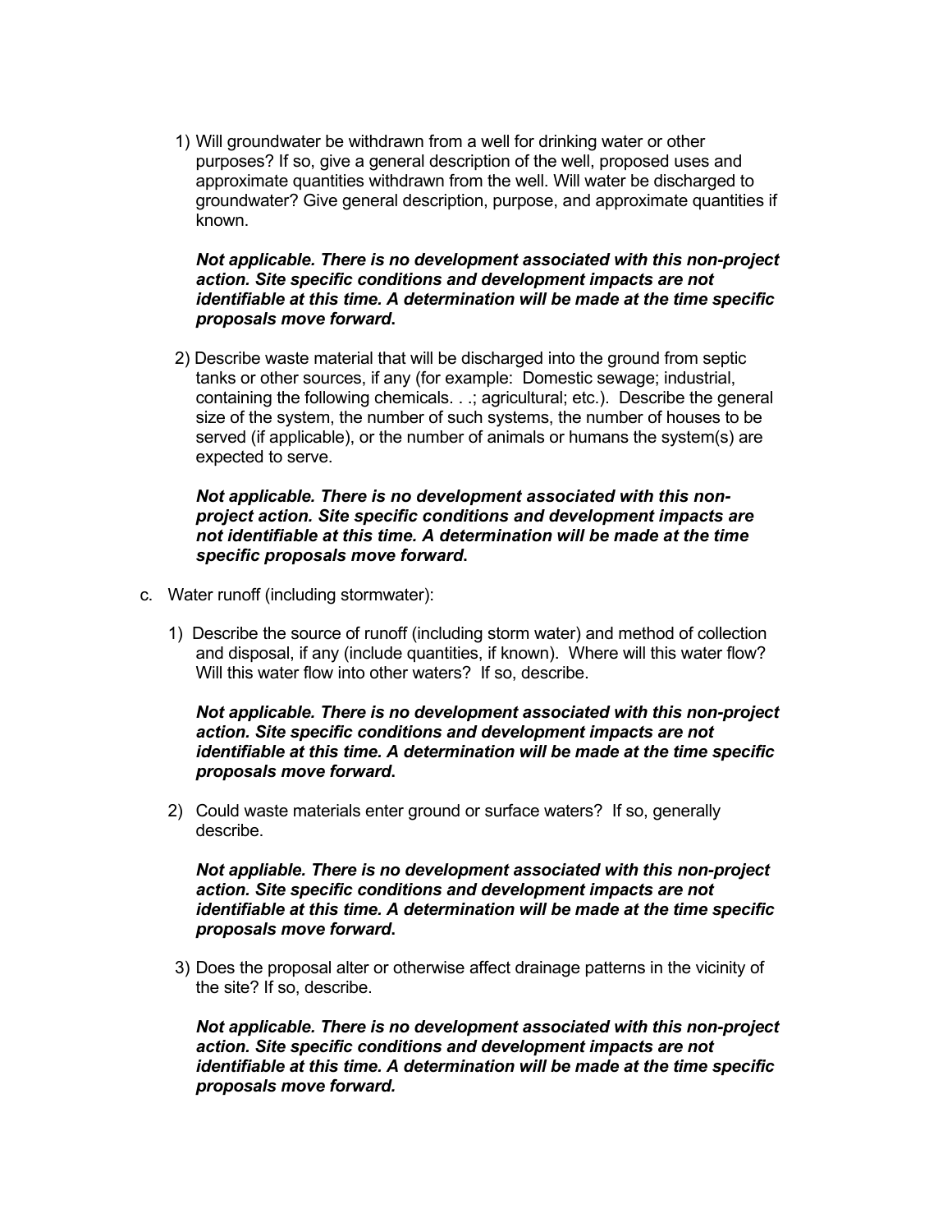1) Will groundwater be withdrawn from a well for drinking water or other purposes? If so, give a general description of the well, proposed uses and approximate quantities withdrawn from the well. Will water be discharged to groundwater? Give general description, purpose, and approximate quantities if known.

   ***Not applicable. There is no development associated with this non-project action. Site specific conditions and development impacts are not identifiable at this time. A determination will be made at the time specific proposals move forward.***

2) Describe waste material that will be discharged into the ground from septic tanks or other sources, if any (for example: Domestic sewage; industrial, containing the following chemicals. . .; agricultural; etc.). Describe the general size of the system, the number of such systems, the number of houses to be served (if applicable), or the number of animals or humans the system(s) are expected to serve.

   ***Not applicable. There is no development associated with this non-project action. Site specific conditions and development impacts are not identifiable at this time. A determination will be made at the time specific proposals move forward.***

c. Water runoff (including stormwater):

   1) Describe the source of runoff (including storm water) and method of collection and disposal, if any (include quantities, if known). Where will this water flow? Will this water flow into other waters? If so, describe.

      ***Not applicable. There is no development associated with this non-project action. Site specific conditions and development impacts are not identifiable at this time. A determination will be made at the time specific proposals move forward.***

   2) Could waste materials enter ground or surface waters? If so, generally describe.

      ***Not appliable. There is no development associated with this non-project action. Site specific conditions and development impacts are not identifiable at this time. A determination will be made at the time specific proposals move forward.***

   3) Does the proposal alter or otherwise affect drainage patterns in the vicinity of the site? If so, describe.

      ***Not applicable. There is no development associated with this non-project action. Site specific conditions and development impacts are not identifiable at this time. A determination will be made at the time specific proposals move forward.***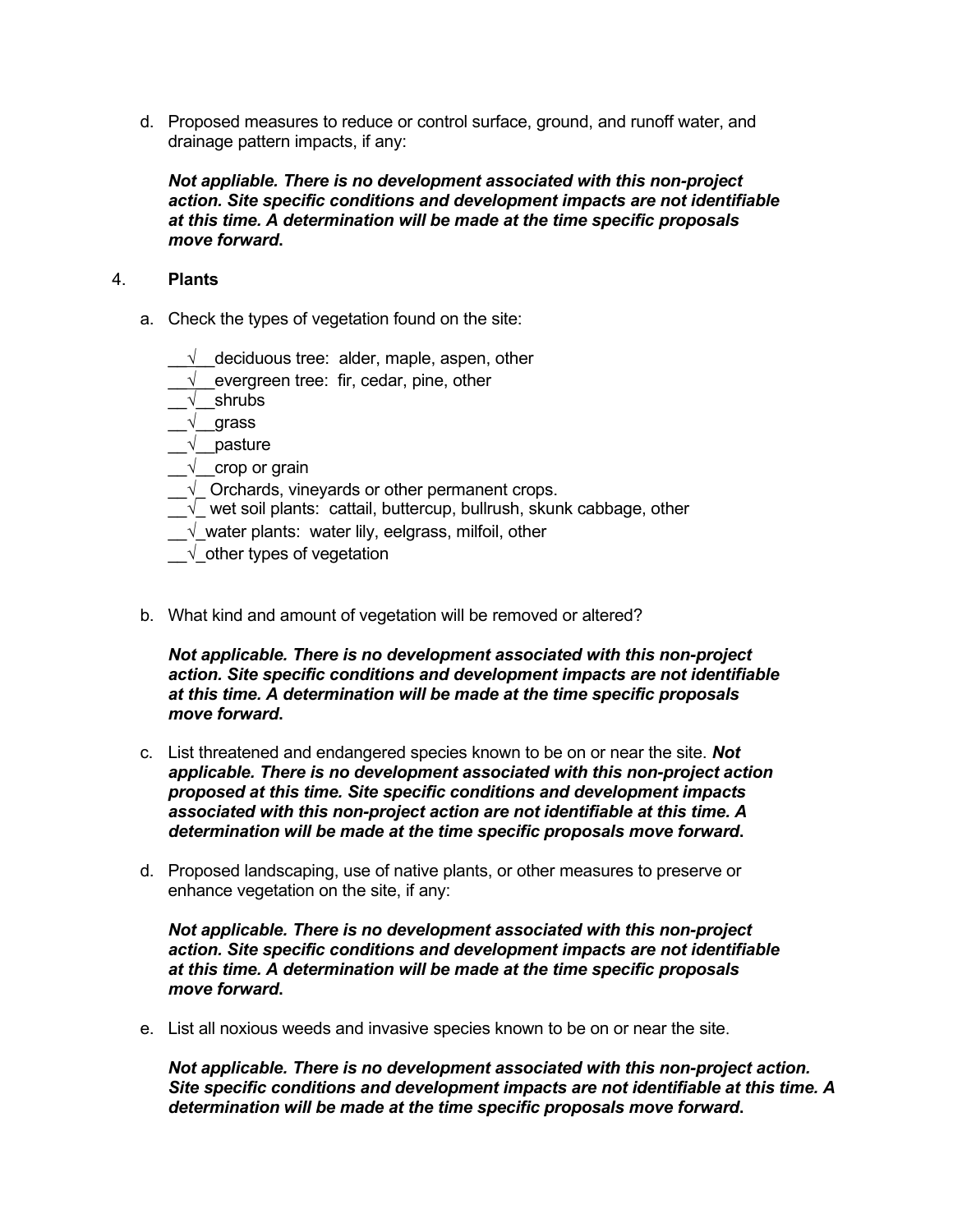d. Proposed measures to reduce or control surface, ground, and runoff water, and drainage pattern impacts, if any:

***Not appliable. There is no development associated with this non-project action. Site specific conditions and development impacts are not identifiable at this time. A determination will be made at the time specific proposals move forward.***

4. **Plants**

a. Check the types of vegetation found on the site:

__√__deciduous tree: alder, maple, aspen, other
__√__evergreen tree: fir, cedar, pine, other
__√__shrubs
__√__grass
__√__pasture
__√__crop or grain
__√_ Orchards, vineyards or other permanent crops.
__√_ wet soil plants: cattail, buttercup, bullrush, skunk cabbage, other
__√_water plants: water lily, eelgrass, milfoil, other
__√_other types of vegetation

b. What kind and amount of vegetation will be removed or altered?

***Not applicable. There is no development associated with this non-project action. Site specific conditions and development impacts are not identifiable at this time. A determination will be made at the time specific proposals move forward.***

c. List threatened and endangered species known to be on or near the site. ***Not applicable. There is no development associated with this non-project action proposed at this time. Site specific conditions and development impacts associated with this non-project action are not identifiable at this time. A determination will be made at the time specific proposals move forward.***

d. Proposed landscaping, use of native plants, or other measures to preserve or enhance vegetation on the site, if any:

***Not applicable. There is no development associated with this non-project action. Site specific conditions and development impacts are not identifiable at this time. A determination will be made at the time specific proposals move forward.***

e. List all noxious weeds and invasive species known to be on or near the site.

***Not applicable. There is no development associated with this non-project action. Site specific conditions and development impacts are not identifiable at this time. A determination will be made at the time specific proposals move forward.***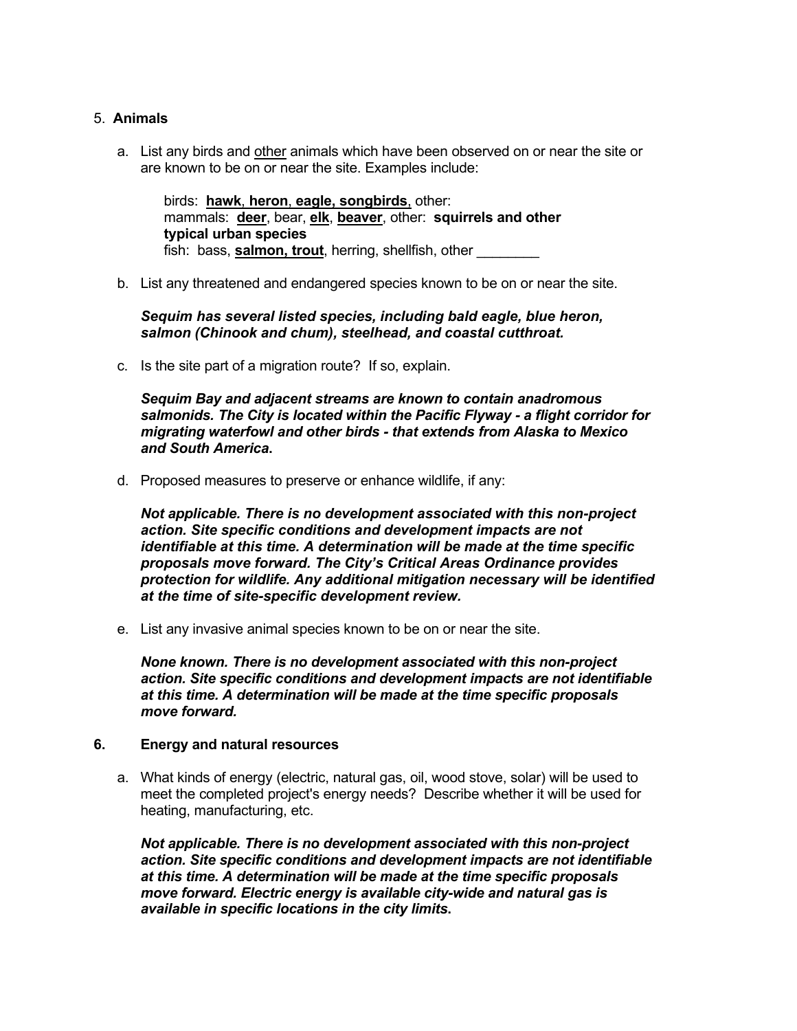5. **Animals**

   a. List any birds and other animals which have been observed on or near the site or are known to be on or near the site. Examples include:

      birds: **hawk**, **heron**, **eagle, songbirds**, other:
      mammals: **deer**, bear, **elk**, **beaver**, other: **squirrels and other typical urban species**
      fish: bass, **salmon, trout**, herring, shellfish, other ________

   b. List any threatened and endangered species known to be on or near the site.

      ***Sequim has several listed species, including bald eagle, blue heron, salmon (Chinook and chum), steelhead, and coastal cutthroat.***

   c. Is the site part of a migration route? If so, explain.

      ***Sequim Bay and adjacent streams are known to contain anadromous salmonids. The City is located within the Pacific Flyway - a flight corridor for migrating waterfowl and other birds - that extends from Alaska to Mexico and South America.***

   d. Proposed measures to preserve or enhance wildlife, if any:

      ***Not applicable. There is no development associated with this non-project action. Site specific conditions and development impacts are not identifiable at this time. A determination will be made at the time specific proposals move forward. The City's Critical Areas Ordinance provides protection for wildlife. Any additional mitigation necessary will be identified at the time of site-specific development review.***

   e. List any invasive animal species known to be on or near the site.

      ***None known. There is no development associated with this non-project action. Site specific conditions and development impacts are not identifiable at this time. A determination will be made at the time specific proposals move forward.***

6. **Energy and natural resources**

   a. What kinds of energy (electric, natural gas, oil, wood stove, solar) will be used to meet the completed project's energy needs? Describe whether it will be used for heating, manufacturing, etc.

      ***Not applicable. There is no development associated with this non-project action. Site specific conditions and development impacts are not identifiable at this time. A determination will be made at the time specific proposals move forward. Electric energy is available city-wide and natural gas is available in specific locations in the city limits.***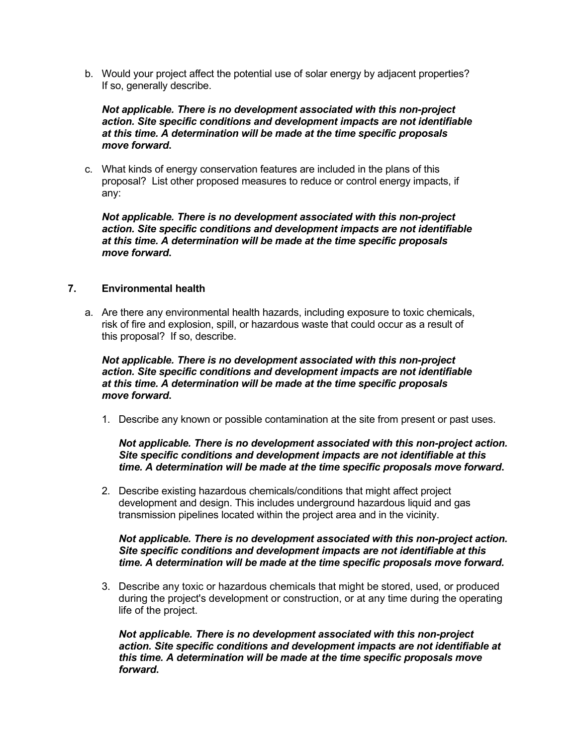b. Would your project affect the potential use of solar energy by adjacent properties? If so, generally describe.

   ***Not applicable. There is no development associated with this non-project action. Site specific conditions and development impacts are not identifiable at this time. A determination will be made at the time specific proposals move forward.***

c. What kinds of energy conservation features are included in the plans of this proposal? List other proposed measures to reduce or control energy impacts, if any:

   ***Not applicable. There is no development associated with this non-project action. Site specific conditions and development impacts are not identifiable at this time. A determination will be made at the time specific proposals move forward.***

## 7. Environmental health

a. Are there any environmental health hazards, including exposure to toxic chemicals, risk of fire and explosion, spill, or hazardous waste that could occur as a result of this proposal? If so, describe.

   ***Not applicable. There is no development associated with this non-project action. Site specific conditions and development impacts are not identifiable at this time. A determination will be made at the time specific proposals move forward.***

   1. Describe any known or possible contamination at the site from present or past uses.

      ***Not applicable. There is no development associated with this non-project action. Site specific conditions and development impacts are not identifiable at this time. A determination will be made at the time specific proposals move forward.***

   2. Describe existing hazardous chemicals/conditions that might affect project development and design. This includes underground hazardous liquid and gas transmission pipelines located within the project area and in the vicinity.

      ***Not applicable. There is no development associated with this non-project action. Site specific conditions and development impacts are not identifiable at this time. A determination will be made at the time specific proposals move forward.***

   3. Describe any toxic or hazardous chemicals that might be stored, used, or produced during the project's development or construction, or at any time during the operating life of the project.

      ***Not applicable. There is no development associated with this non-project action. Site specific conditions and development impacts are not identifiable at this time. A determination will be made at the time specific proposals move forward.***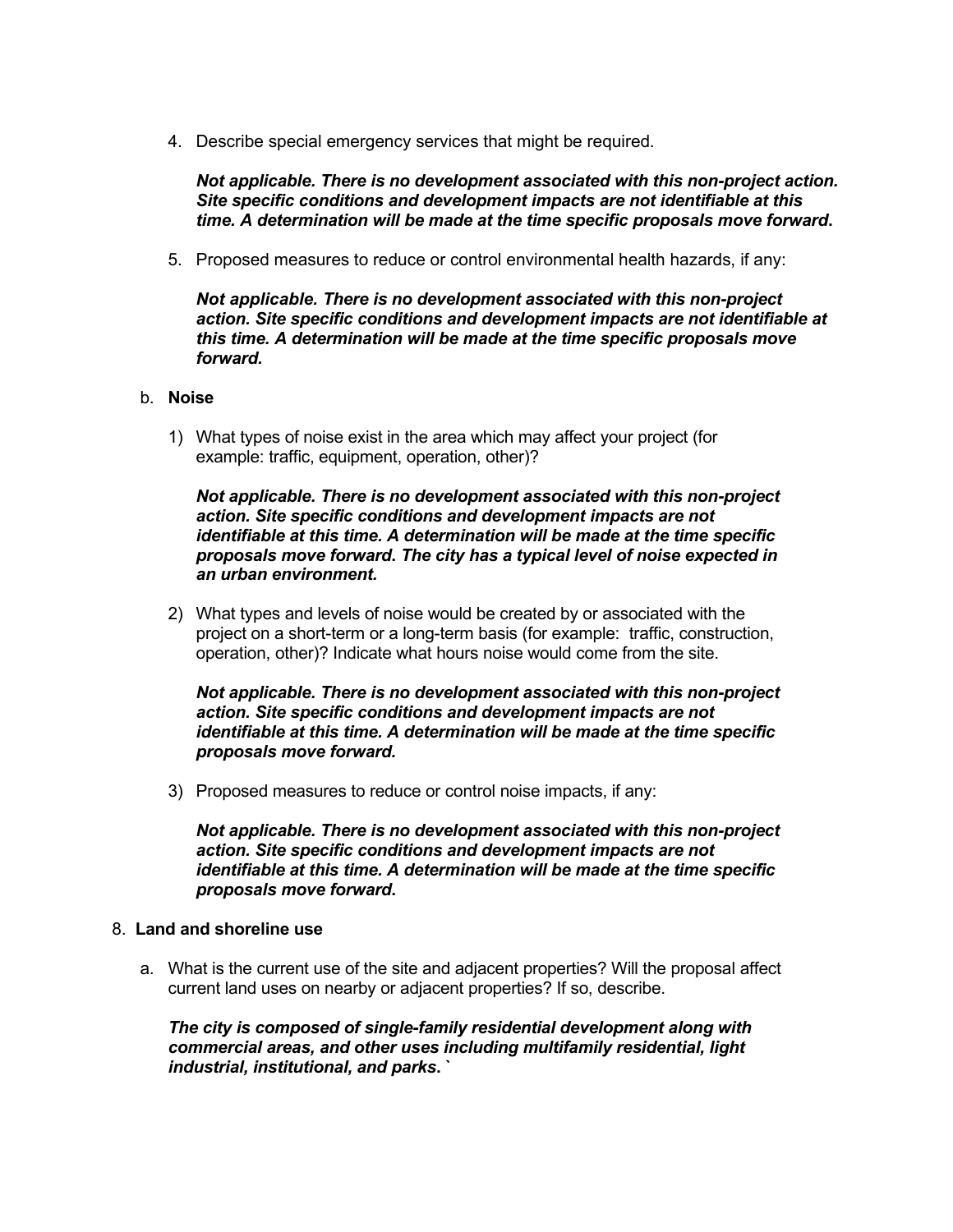4. Describe special emergency services that might be required.

   ***Not applicable. There is no development associated with this non-project action. Site specific conditions and development impacts are not identifiable at this time. A determination will be made at the time specific proposals move forward.***

5. Proposed measures to reduce or control environmental health hazards, if any:

   ***Not applicable. There is no development associated with this non-project action. Site specific conditions and development impacts are not identifiable at this time. A determination will be made at the time specific proposals move forward.***

b. **Noise**

1) What types of noise exist in the area which may affect your project (for example: traffic, equipment, operation, other)?

   ***Not applicable. There is no development associated with this non-project action. Site specific conditions and development impacts are not identifiable at this time. A determination will be made at the time specific proposals move forward. The city has a typical level of noise expected in an urban environment.***

2) What types and levels of noise would be created by or associated with the project on a short-term or a long-term basis (for example: traffic, construction, operation, other)? Indicate what hours noise would come from the site.

   ***Not applicable. There is no development associated with this non-project action. Site specific conditions and development impacts are not identifiable at this time. A determination will be made at the time specific proposals move forward.***

3) Proposed measures to reduce or control noise impacts, if any:

   ***Not applicable. There is no development associated with this non-project action. Site specific conditions and development impacts are not identifiable at this time. A determination will be made at the time specific proposals move forward.***

8. **Land and shoreline use**

a. What is the current use of the site and adjacent properties? Will the proposal affect current land uses on nearby or adjacent properties? If so, describe.

   ***The city is composed of single-family residential development along with commercial areas, and other uses including multifamily residential, light industrial, institutional, and parks. `***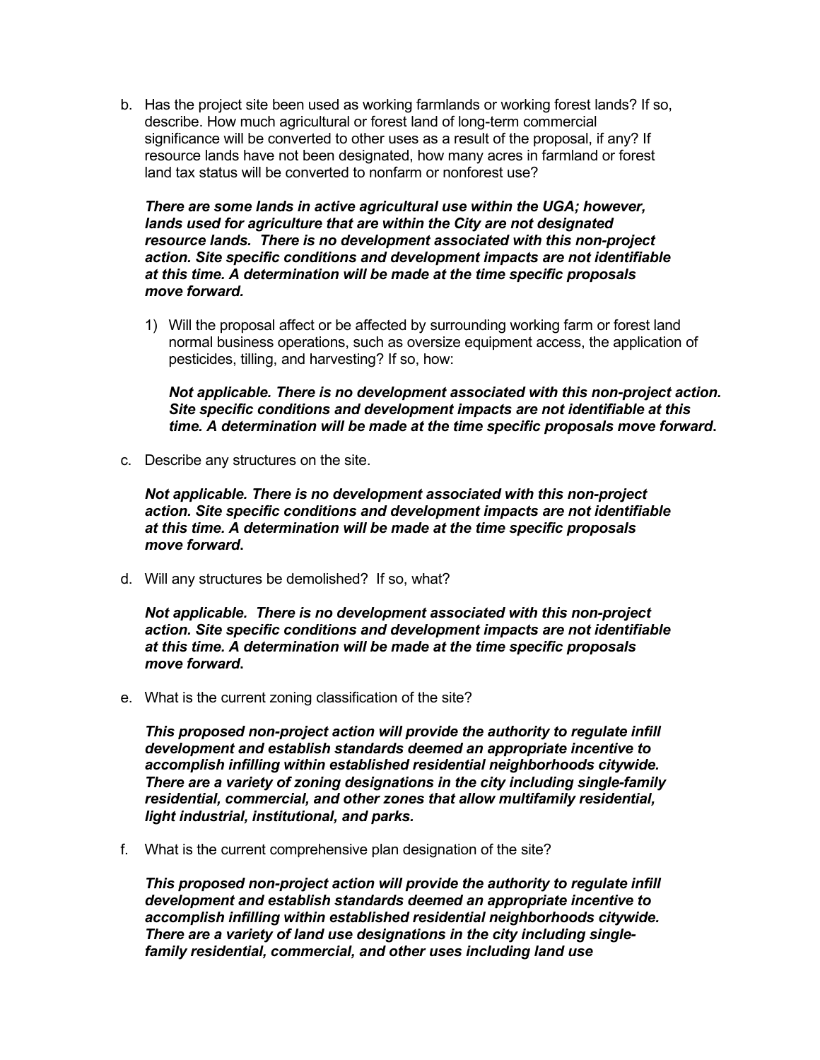b. Has the project site been used as working farmlands or working forest lands? If so, describe. How much agricultural or forest land of long-term commercial significance will be converted to other uses as a result of the proposal, if any? If resource lands have not been designated, how many acres in farmland or forest land tax status will be converted to nonfarm or nonforest use?

   ***There are some lands in active agricultural use within the UGA; however, lands used for agriculture that are within the City are not designated resource lands. There is no development associated with this non-project action. Site specific conditions and development impacts are not identifiable at this time. A determination will be made at the time specific proposals move forward.***

   1) Will the proposal affect or be affected by surrounding working farm or forest land normal business operations, such as oversize equipment access, the application of pesticides, tilling, and harvesting? If so, how:

      ***Not applicable. There is no development associated with this non-project action. Site specific conditions and development impacts are not identifiable at this time. A determination will be made at the time specific proposals move forward.***

c. Describe any structures on the site.

   ***Not applicable. There is no development associated with this non-project action. Site specific conditions and development impacts are not identifiable at this time. A determination will be made at the time specific proposals move forward.***

d. Will any structures be demolished? If so, what?

   ***Not applicable. There is no development associated with this non-project action. Site specific conditions and development impacts are not identifiable at this time. A determination will be made at the time specific proposals move forward.***

e. What is the current zoning classification of the site?

   ***This proposed non-project action will provide the authority to regulate infill development and establish standards deemed an appropriate incentive to accomplish infilling within established residential neighborhoods citywide. There are a variety of zoning designations in the city including single-family residential, commercial, and other zones that allow multifamily residential, light industrial, institutional, and parks.***

f. What is the current comprehensive plan designation of the site?

   ***This proposed non-project action will provide the authority to regulate infill development and establish standards deemed an appropriate incentive to accomplish infilling within established residential neighborhoods citywide. There are a variety of land use designations in the city including single-family residential, commercial, and other uses including land use***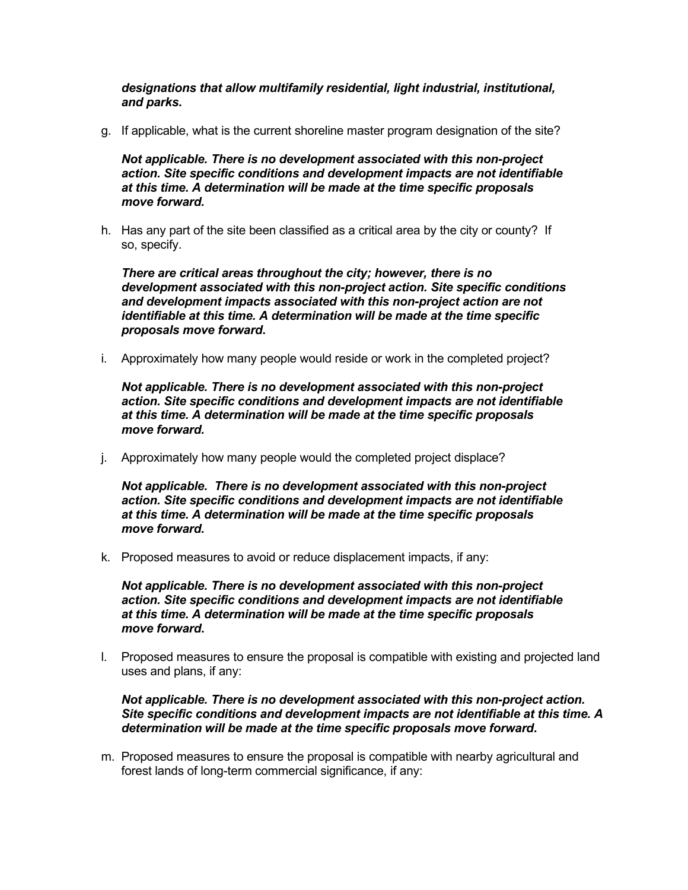***designations that allow multifamily residential, light industrial, institutional, and parks.***

g. If applicable, what is the current shoreline master program designation of the site?

   ***Not applicable. There is no development associated with this non-project action. Site specific conditions and development impacts are not identifiable at this time. A determination will be made at the time specific proposals move forward.***

h. Has any part of the site been classified as a critical area by the city or county? If so, specify.

   ***There are critical areas throughout the city; however, there is no development associated with this non-project action. Site specific conditions and development impacts associated with this non-project action are not identifiable at this time. A determination will be made at the time specific proposals move forward.***

i. Approximately how many people would reside or work in the completed project?

   ***Not applicable. There is no development associated with this non-project action. Site specific conditions and development impacts are not identifiable at this time. A determination will be made at the time specific proposals move forward.***

j. Approximately how many people would the completed project displace?

   ***Not applicable. There is no development associated with this non-project action. Site specific conditions and development impacts are not identifiable at this time. A determination will be made at the time specific proposals move forward.***

k. Proposed measures to avoid or reduce displacement impacts, if any:

   ***Not applicable. There is no development associated with this non-project action. Site specific conditions and development impacts are not identifiable at this time. A determination will be made at the time specific proposals move forward.***

l. Proposed measures to ensure the proposal is compatible with existing and projected land uses and plans, if any:

   ***Not applicable. There is no development associated with this non-project action. Site specific conditions and development impacts are not identifiable at this time. A determination will be made at the time specific proposals move forward.***

m. Proposed measures to ensure the proposal is compatible with nearby agricultural and forest lands of long-term commercial significance, if any: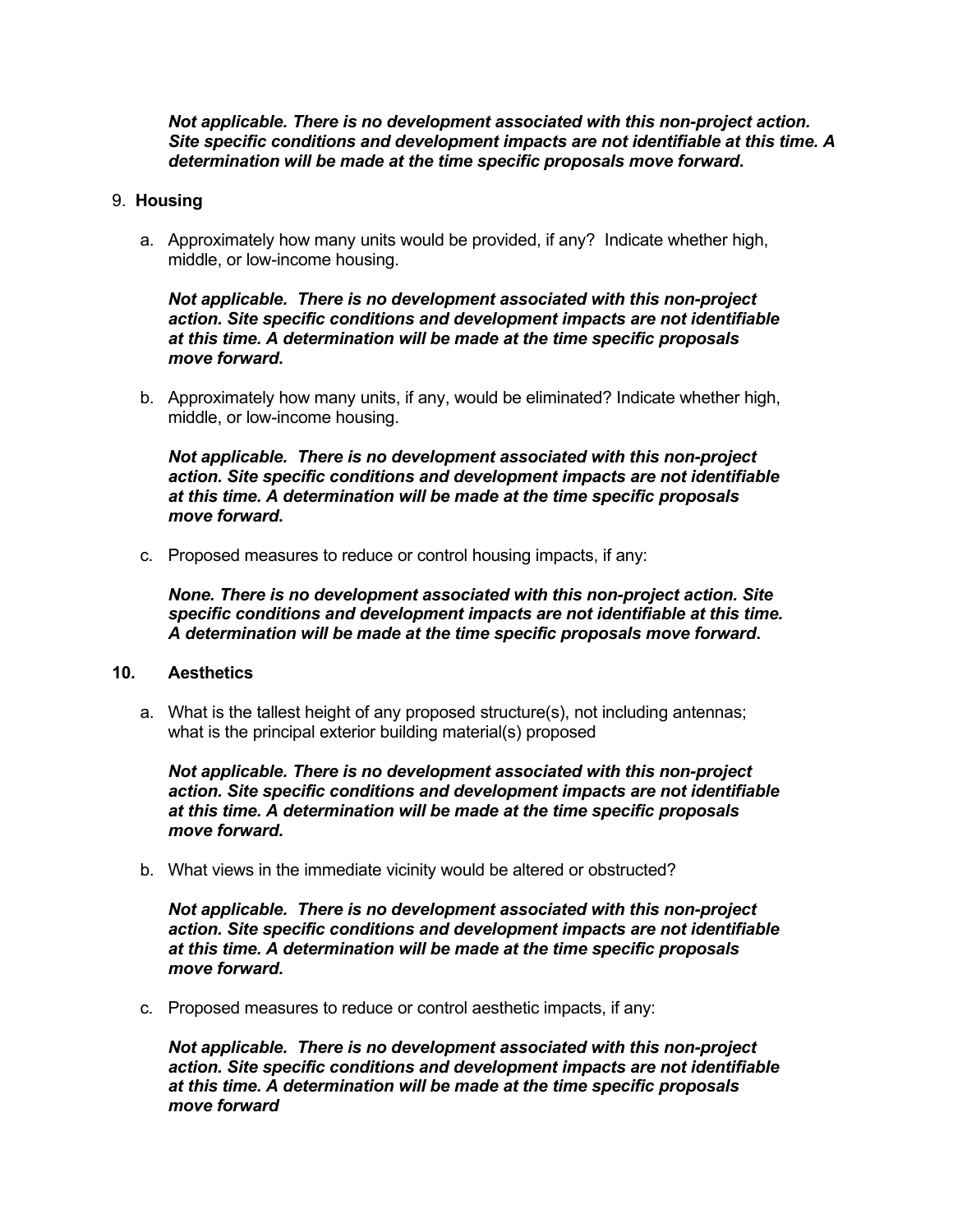***Not applicable. There is no development associated with this non-project action. Site specific conditions and development impacts are not identifiable at this time. A determination will be made at the time specific proposals move forward*.**

9. **Housing**

   a. Approximately how many units would be provided, if any? Indicate whether high, middle, or low-income housing.

   ***Not applicable. There is no development associated with this non-project action. Site specific conditions and development impacts are not identifiable at this time. A determination will be made at the time specific proposals move forward*.**

   b. Approximately how many units, if any, would be eliminated? Indicate whether high, middle, or low-income housing.

   ***Not applicable. There is no development associated with this non-project action. Site specific conditions and development impacts are not identifiable at this time. A determination will be made at the time specific proposals move forward*.**

   c. Proposed measures to reduce or control housing impacts, if any:

   ***None. There is no development associated with this non-project action. Site specific conditions and development impacts are not identifiable at this time. A determination will be made at the time specific proposals move forward*.**

10. **Aesthetics**

   a. What is the tallest height of any proposed structure(s), not including antennas; what is the principal exterior building material(s) proposed

   ***Not applicable. There is no development associated with this non-project action. Site specific conditions and development impacts are not identifiable at this time. A determination will be made at the time specific proposals move forward*.**

   b. What views in the immediate vicinity would be altered or obstructed?

   ***Not applicable. There is no development associated with this non-project action. Site specific conditions and development impacts are not identifiable at this time. A determination will be made at the time specific proposals move forward*.**

   c. Proposed measures to reduce or control aesthetic impacts, if any:

   ***Not applicable. There is no development associated with this non-project action. Site specific conditions and development impacts are not identifiable at this time. A determination will be made at the time specific proposals move forward***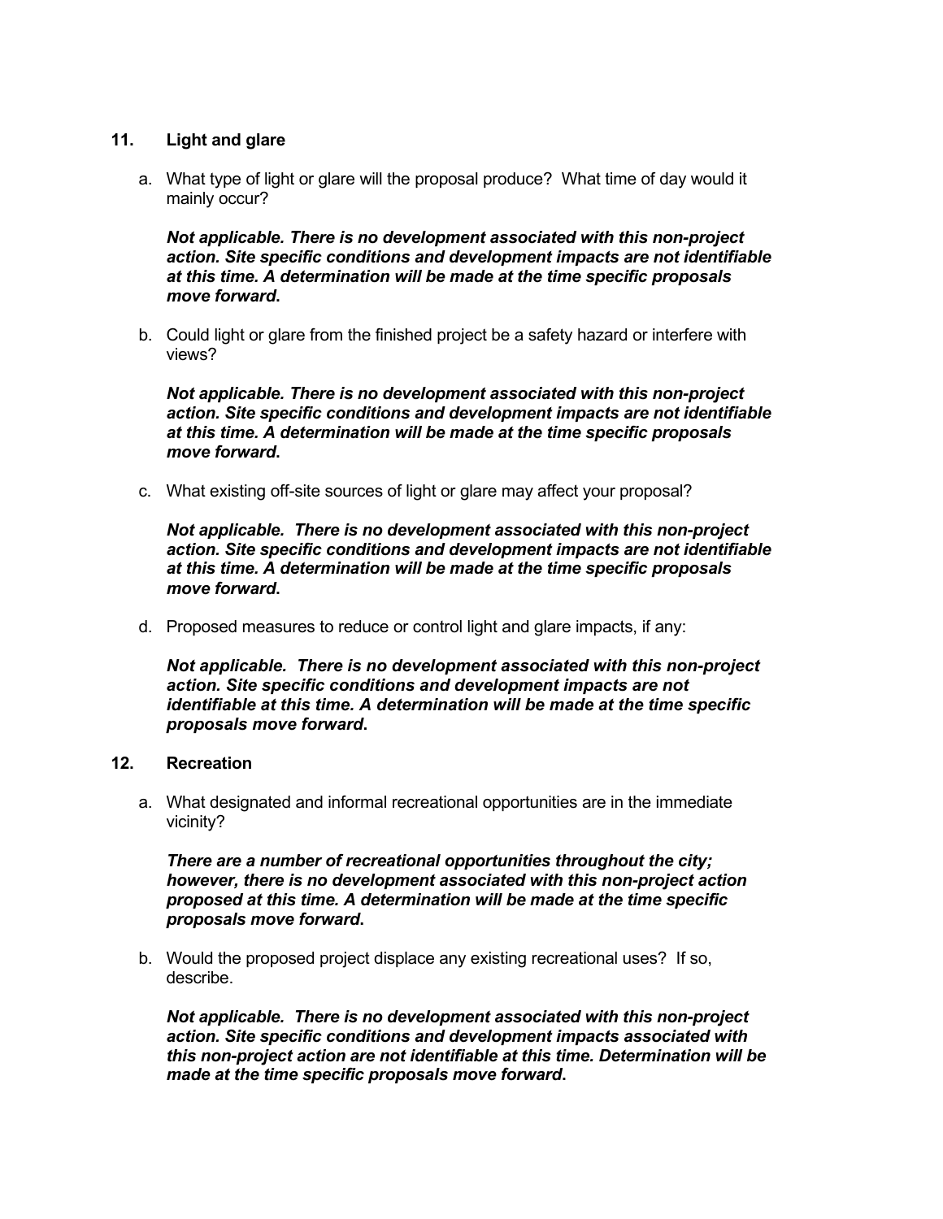## 11. Light and glare

a. What type of light or glare will the proposal produce? What time of day would it mainly occur?

   ***Not applicable. There is no development associated with this non-project action. Site specific conditions and development impacts are not identifiable at this time. A determination will be made at the time specific proposals move forward.***

b. Could light or glare from the finished project be a safety hazard or interfere with views?

   ***Not applicable. There is no development associated with this non-project action. Site specific conditions and development impacts are not identifiable at this time. A determination will be made at the time specific proposals move forward.***

c. What existing off-site sources of light or glare may affect your proposal?

   ***Not applicable. There is no development associated with this non-project action. Site specific conditions and development impacts are not identifiable at this time. A determination will be made at the time specific proposals move forward.***

d. Proposed measures to reduce or control light and glare impacts, if any:

   ***Not applicable. There is no development associated with this non-project action. Site specific conditions and development impacts are not identifiable at this time. A determination will be made at the time specific proposals move forward.***

## 12. Recreation

a. What designated and informal recreational opportunities are in the immediate vicinity?

   ***There are a number of recreational opportunities throughout the city; however, there is no development associated with this non-project action proposed at this time. A determination will be made at the time specific proposals move forward.***

b. Would the proposed project displace any existing recreational uses? If so, describe.

   ***Not applicable. There is no development associated with this non-project action. Site specific conditions and development impacts associated with this non-project action are not identifiable at this time. Determination will be made at the time specific proposals move forward.***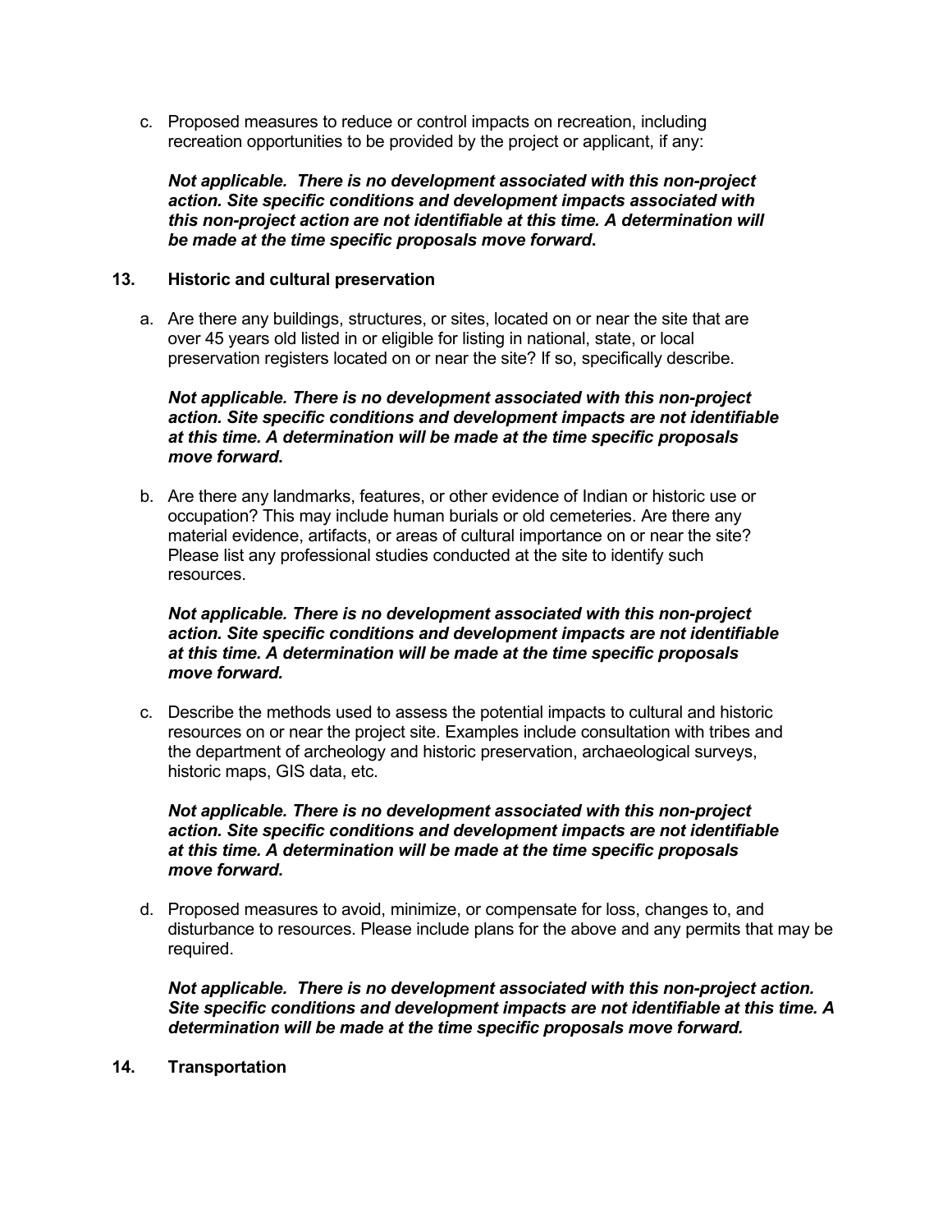c. Proposed measures to reduce or control impacts on recreation, including recreation opportunities to be provided by the project or applicant, if any:

   ***Not applicable. There is no development associated with this non-project action. Site specific conditions and development impacts associated with this non-project action are not identifiable at this time. A determination will be made at the time specific proposals move forward.***

**13. Historic and cultural preservation**

a. Are there any buildings, structures, or sites, located on or near the site that are over 45 years old listed in or eligible for listing in national, state, or local preservation registers located on or near the site? If so, specifically describe.

   ***Not applicable. There is no development associated with this non-project action. Site specific conditions and development impacts are not identifiable at this time. A determination will be made at the time specific proposals move forward.***

b. Are there any landmarks, features, or other evidence of Indian or historic use or occupation? This may include human burials or old cemeteries. Are there any material evidence, artifacts, or areas of cultural importance on or near the site? Please list any professional studies conducted at the site to identify such resources.

   ***Not applicable. There is no development associated with this non-project action. Site specific conditions and development impacts are not identifiable at this time. A determination will be made at the time specific proposals move forward.***

c. Describe the methods used to assess the potential impacts to cultural and historic resources on or near the project site. Examples include consultation with tribes and the department of archeology and historic preservation, archaeological surveys, historic maps, GIS data, etc.

   ***Not applicable. There is no development associated with this non-project action. Site specific conditions and development impacts are not identifiable at this time. A determination will be made at the time specific proposals move forward.***

d. Proposed measures to avoid, minimize, or compensate for loss, changes to, and disturbance to resources. Please include plans for the above and any permits that may be required.

   ***Not applicable. There is no development associated with this non-project action. Site specific conditions and development impacts are not identifiable at this time. A determination will be made at the time specific proposals move forward.***

**14. Transportation**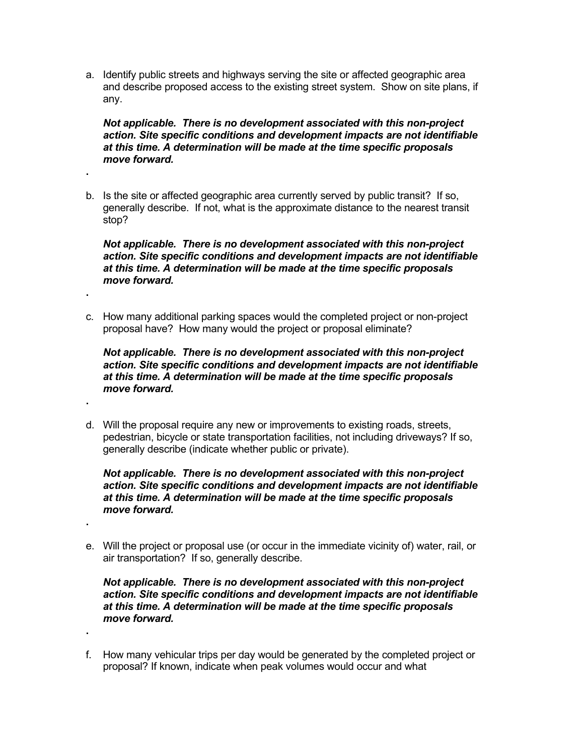a. Identify public streets and highways serving the site or affected geographic area and describe proposed access to the existing street system. Show on site plans, if any.

   ***Not applicable. There is no development associated with this non-project action. Site specific conditions and development impacts are not identifiable at this time. A determination will be made at the time specific proposals move forward.***

.

b. Is the site or affected geographic area currently served by public transit? If so, generally describe. If not, what is the approximate distance to the nearest transit stop?

   ***Not applicable. There is no development associated with this non-project action. Site specific conditions and development impacts are not identifiable at this time. A determination will be made at the time specific proposals move forward.***

.

c. How many additional parking spaces would the completed project or non-project proposal have? How many would the project or proposal eliminate?

   ***Not applicable. There is no development associated with this non-project action. Site specific conditions and development impacts are not identifiable at this time. A determination will be made at the time specific proposals move forward.***

.

d. Will the proposal require any new or improvements to existing roads, streets, pedestrian, bicycle or state transportation facilities, not including driveways? If so, generally describe (indicate whether public or private).

   ***Not applicable. There is no development associated with this non-project action. Site specific conditions and development impacts are not identifiable at this time. A determination will be made at the time specific proposals move forward.***

.

e. Will the project or proposal use (or occur in the immediate vicinity of) water, rail, or air transportation? If so, generally describe.

   ***Not applicable. There is no development associated with this non-project action. Site specific conditions and development impacts are not identifiable at this time. A determination will be made at the time specific proposals move forward.***

.

f. How many vehicular trips per day would be generated by the completed project or proposal? If known, indicate when peak volumes would occur and what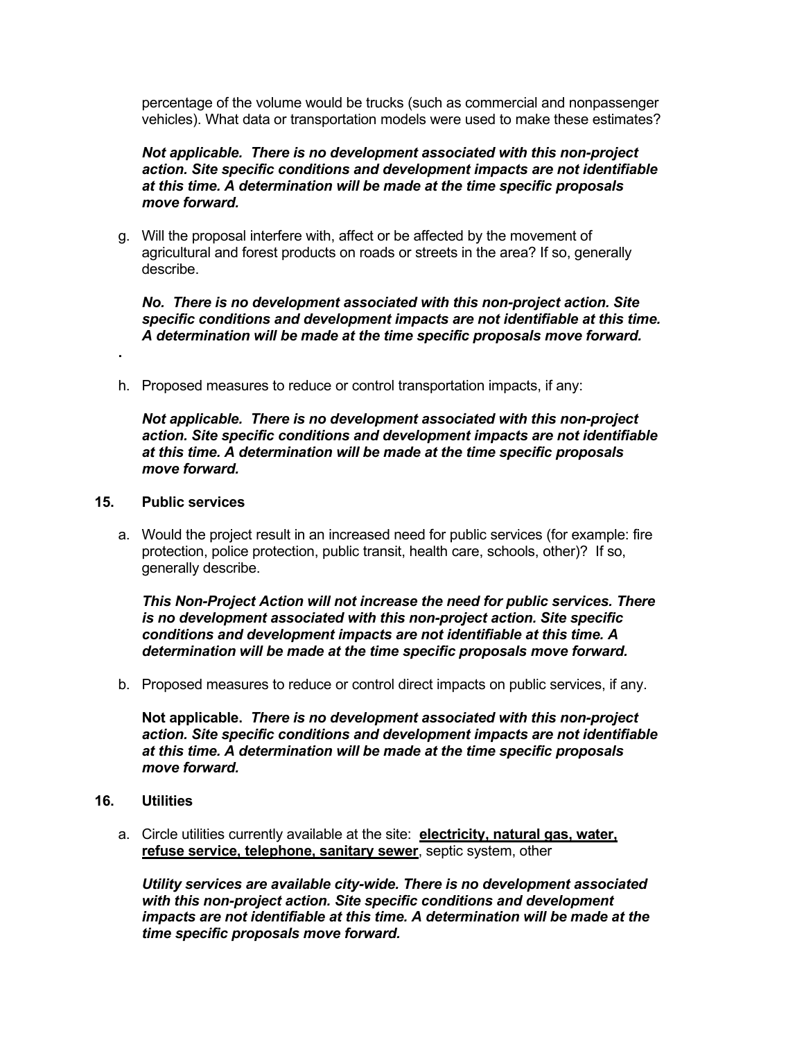percentage of the volume would be trucks (such as commercial and nonpassenger vehicles). What data or transportation models were used to make these estimates?

***Not applicable. There is no development associated with this non-project action. Site specific conditions and development impacts are not identifiable at this time. A determination will be made at the time specific proposals move forward.***

g. Will the proposal interfere with, affect or be affected by the movement of agricultural and forest products on roads or streets in the area? If so, generally describe.

***No. There is no development associated with this non-project action. Site specific conditions and development impacts are not identifiable at this time. A determination will be made at the time specific proposals move forward.***

.

h. Proposed measures to reduce or control transportation impacts, if any:

***Not applicable. There is no development associated with this non-project action. Site specific conditions and development impacts are not identifiable at this time. A determination will be made at the time specific proposals move forward.***

## 15. Public services

a. Would the project result in an increased need for public services (for example: fire protection, police protection, public transit, health care, schools, other)? If so, generally describe.

***This Non-Project Action will not increase the need for public services. There is no development associated with this non-project action. Site specific conditions and development impacts are not identifiable at this time. A determination will be made at the time specific proposals move forward.***

b. Proposed measures to reduce or control direct impacts on public services, if any.

**Not applicable.** ***There is no development associated with this non-project action. Site specific conditions and development impacts are not identifiable at this time. A determination will be made at the time specific proposals move forward.***

## 16. Utilities

a. Circle utilities currently available at the site: **electricity, natural gas, water, refuse service, telephone, sanitary sewer**, septic system, other

***Utility services are available city-wide. There is no development associated with this non-project action. Site specific conditions and development impacts are not identifiable at this time. A determination will be made at the time specific proposals move forward.***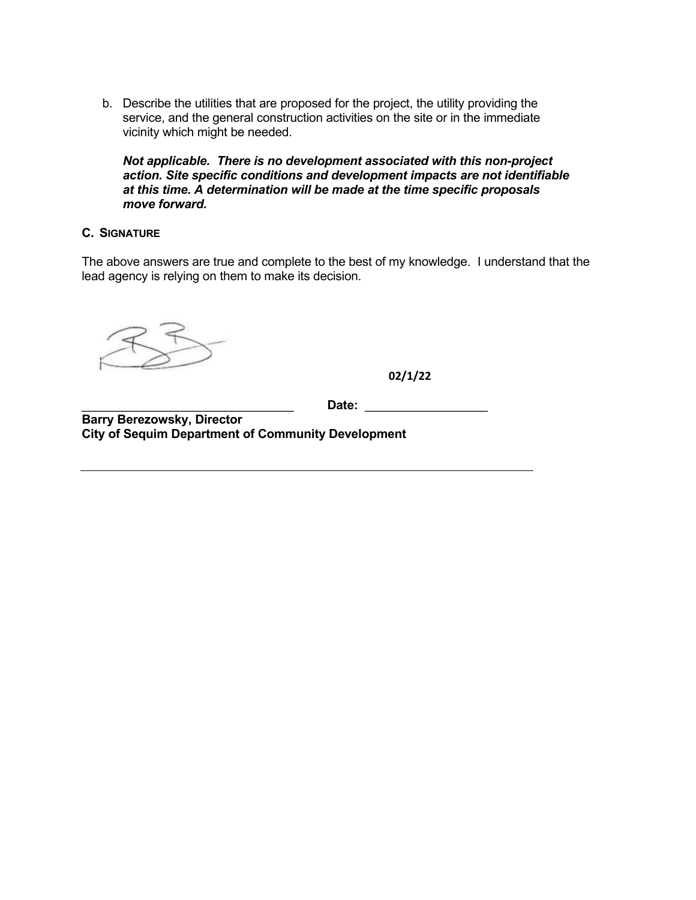b. Describe the utilities that are proposed for the project, the utility providing the service, and the general construction activities on the site or in the immediate vicinity which might be needed.

   ***Not applicable. There is no development associated with this non-project action. Site specific conditions and development impacts are not identifiable at this time. A determination will be made at the time specific proposals move forward.***

### C. SIGNATURE

The above answers are true and complete to the best of my knowledge. I understand that the lead agency is relying on them to make its decision.

________________________________ Date: **02/1/22**

**Barry Berezowsky, Director**
**City of Sequim Department of Community Development**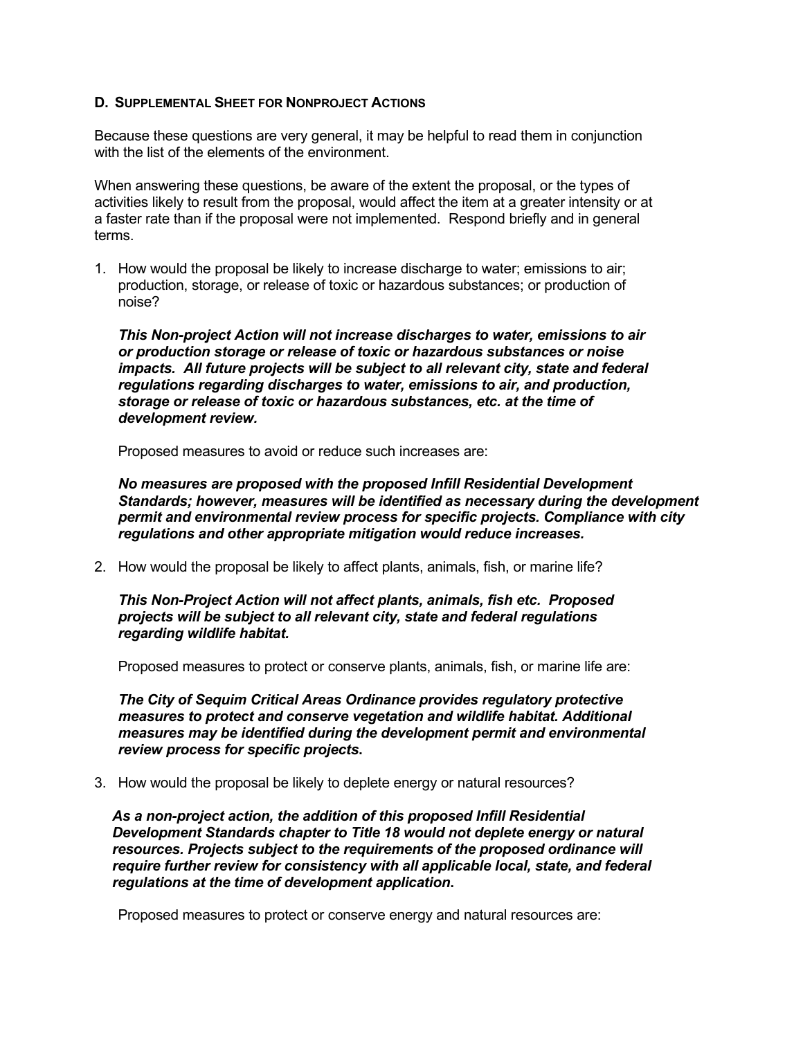### D. Supplemental Sheet for Nonproject Actions

Because these questions are very general, it may be helpful to read them in conjunction with the list of the elements of the environment.

When answering these questions, be aware of the extent the proposal, or the types of activities likely to result from the proposal, would affect the item at a greater intensity or at a faster rate than if the proposal were not implemented. Respond briefly and in general terms.

1. How would the proposal be likely to increase discharge to water; emissions to air; production, storage, or release of toxic or hazardous substances; or production of noise?

   ***This Non-project Action will not increase discharges to water, emissions to air or production storage or release of toxic or hazardous substances or noise impacts. All future projects will be subject to all relevant city, state and federal regulations regarding discharges to water, emissions to air, and production, storage or release of toxic or hazardous substances, etc. at the time of development review.***

   Proposed measures to avoid or reduce such increases are:

   ***No measures are proposed with the proposed Infill Residential Development Standards; however, measures will be identified as necessary during the development permit and environmental review process for specific projects. Compliance with city regulations and other appropriate mitigation would reduce increases.***

2. How would the proposal be likely to affect plants, animals, fish, or marine life?

   ***This Non-Project Action will not affect plants, animals, fish etc. Proposed projects will be subject to all relevant city, state and federal regulations regarding wildlife habitat.***

   Proposed measures to protect or conserve plants, animals, fish, or marine life are:

   ***The City of Sequim Critical Areas Ordinance provides regulatory protective measures to protect and conserve vegetation and wildlife habitat. Additional measures may be identified during the development permit and environmental review process for specific projects.***

3. How would the proposal be likely to deplete energy or natural resources?

   ***As a non-project action, the addition of this proposed Infill Residential Development Standards chapter to Title 18 would not deplete energy or natural resources. Projects subject to the requirements of the proposed ordinance will require further review for consistency with all applicable local, state, and federal regulations at the time of development application.***

   Proposed measures to protect or conserve energy and natural resources are: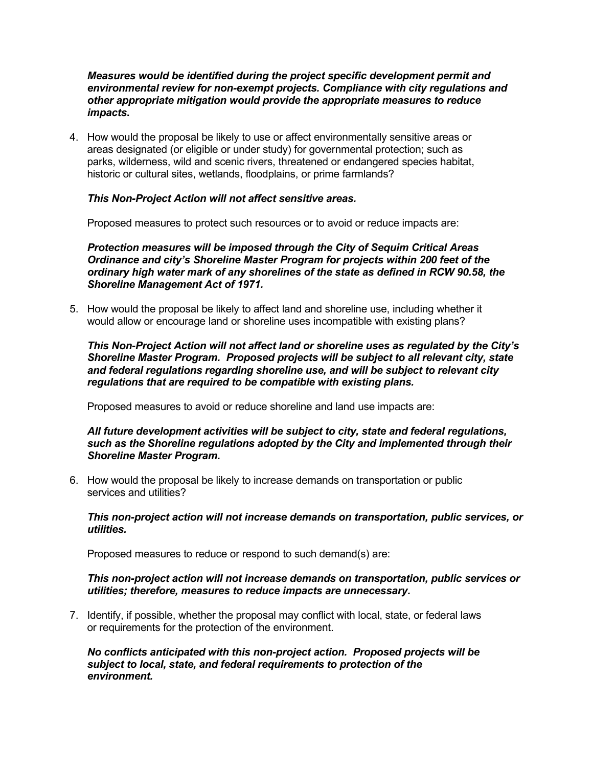***Measures would be identified during the project specific development permit and environmental review for non-exempt projects. Compliance with city regulations and other appropriate mitigation would provide the appropriate measures to reduce impacts*.**

4. How would the proposal be likely to use or affect environmentally sensitive areas or areas designated (or eligible or under study) for governmental protection; such as parks, wilderness, wild and scenic rivers, threatened or endangered species habitat, historic or cultural sites, wetlands, floodplains, or prime farmlands?

   ***This Non-Project Action will not affect sensitive areas.***

   Proposed measures to protect such resources or to avoid or reduce impacts are:

   ***Protection measures will be imposed through the City of Sequim Critical Areas Ordinance and city's Shoreline Master Program for projects within 200 feet of the ordinary high water mark of any shorelines of the state as defined in RCW 90.58, the Shoreline Management Act of 1971.***

5. How would the proposal be likely to affect land and shoreline use, including whether it would allow or encourage land or shoreline uses incompatible with existing plans?

   ***This Non-Project Action will not affect land or shoreline uses as regulated by the City's Shoreline Master Program. Proposed projects will be subject to all relevant city, state and federal regulations regarding shoreline use, and will be subject to relevant city regulations that are required to be compatible with existing plans.***

   Proposed measures to avoid or reduce shoreline and land use impacts are:

   ***All future development activities will be subject to city, state and federal regulations, such as the Shoreline regulations adopted by the City and implemented through their Shoreline Master Program.***

6. How would the proposal be likely to increase demands on transportation or public services and utilities?

   ***This non-project action will not increase demands on transportation, public services, or utilities.***

   Proposed measures to reduce or respond to such demand(s) are:

   ***This non-project action will not increase demands on transportation, public services or utilities; therefore, measures to reduce impacts are unnecessary.***

7. Identify, if possible, whether the proposal may conflict with local, state, or federal laws or requirements for the protection of the environment.

   ***No conflicts anticipated with this non-project action. Proposed projects will be subject to local, state, and federal requirements to protection of the environment.***